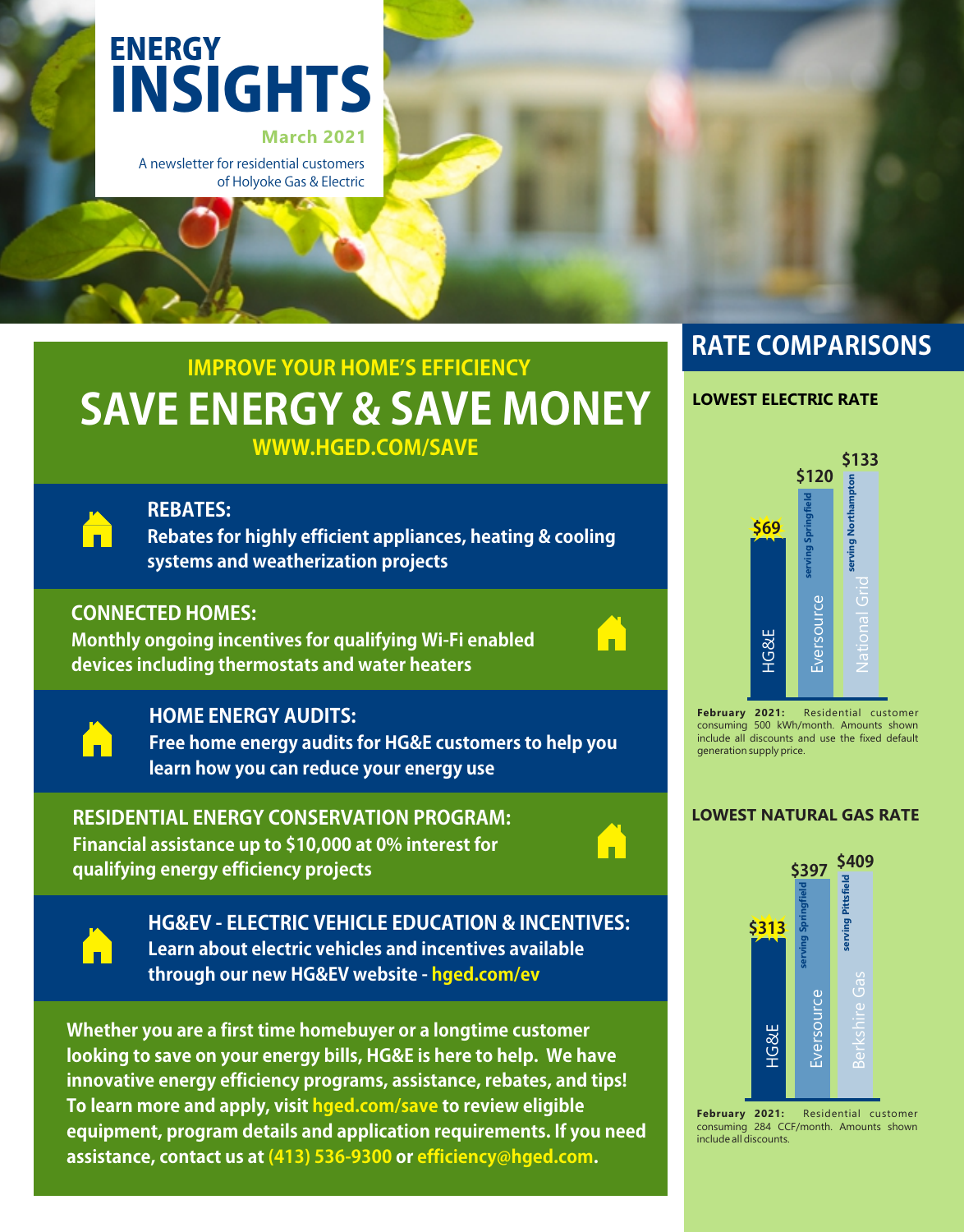# ENERGY INSIGHTS

**March 2021**

A newsletter for residential customers of Holyoke Gas & Electric

## IMPROVE YOUR HOME'S EFFICIENCY

# SAVE ENERGY & SAVE MONEY

**WWW.HGED.COM/SAVE**

### REBATES:

Rebates for highly efficient appliances, heating & cooling systems and weatherization projects

### CONNECTED HOMES:

Monthly ongoing incentives for qualifying Wi-Fi enabled devices including thermostats and water heaters

### HOME ENERGY AUDITS:

Free home energy audits for HG&E customers to help you learn how you can reduce your energy use

### RESIDENTIAL ENERGY CONSERVATION PROGRAM:

Financial assistance up to $10,000 at 0% interest for qualifying energy efficiency projects

### HG&EV - ELECTRIC VEHICLE EDUCATION & INCENTIVES:

Learn about electric vehicles and incentives available through our new HG&EV website - hged.com/ev

**Whether you are a first time homebuyer or a longtime customer looking to save on your energy bills, HG&E is here to help. We have innovative energy efficiency programs, assistance, rebates, and tips! To learn more and apply, visit hged.com/save to review eligible equipment, program details and application requirements. If you need assistance, contact us at (413) 536-9300 or efficiency@hged.com.**

## RATE COMPARISONS

### LOWEST ELECTRIC RATE

| Provider | Amount |
| --- | --- |
| HG&E | $69 |
| Eversource (serving Springfield) | $120 |
| National Grid (serving Northampton) | $133 |

**February 2021:** Residential customer consuming 500 kWh/month. Amounts shown include all discounts and use the fixed default generation supply price.

### LOWEST NATURAL GAS RATE

| Provider | Amount |
| --- | --- |
| HG&E | $313 |
| Eversource (serving Springfield) | $397 |
| Berkshire Gas (serving Pittsfield) | $409 |

**February 2021:** Residential customer consuming 284 CCF/month. Amounts shown include all discounts.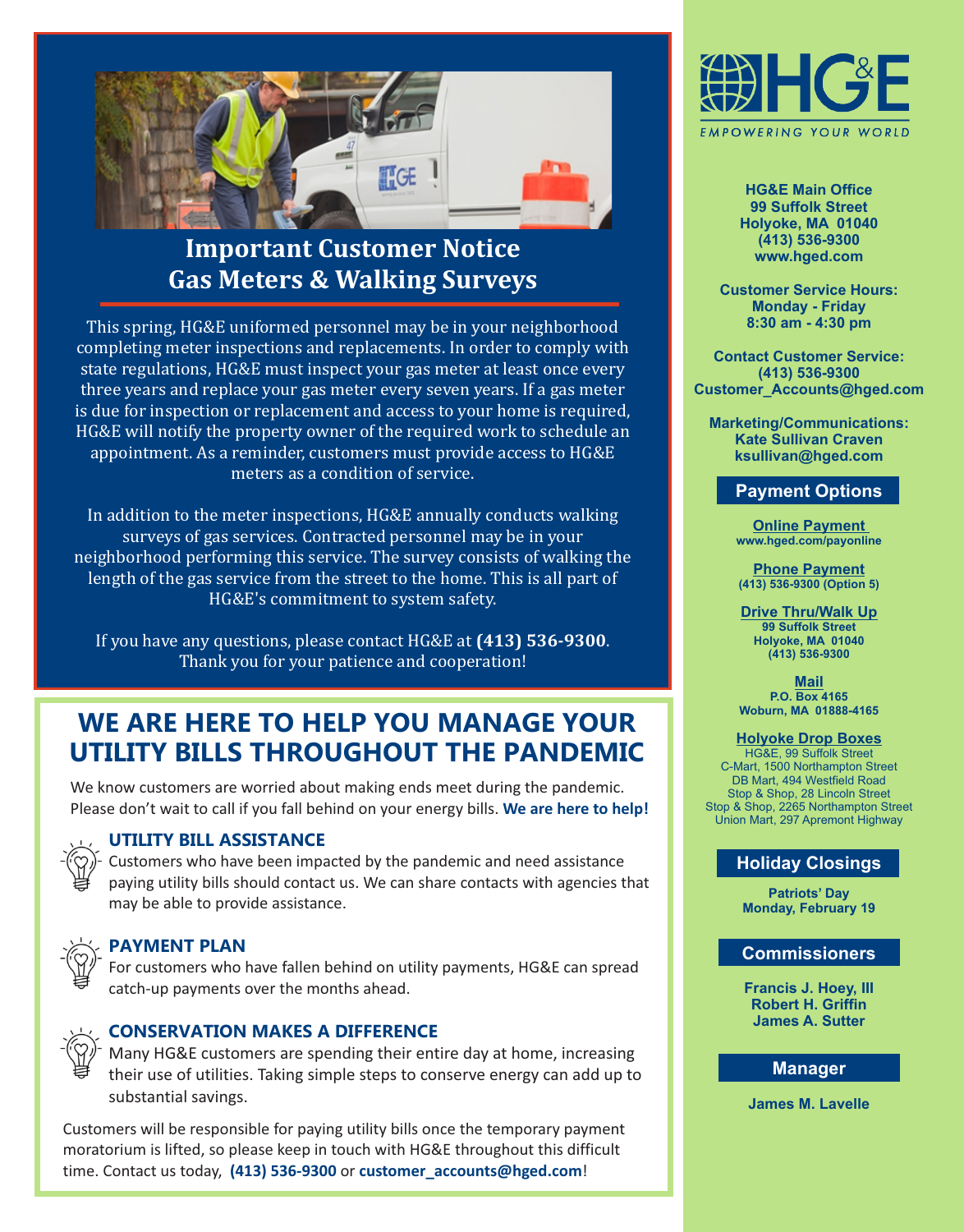## Important Customer Notice
## Gas Meters & Walking Surveys

This spring, HG&E uniformed personnel may be in your neighborhood completing meter inspections and replacements. In order to comply with state regulations, HG&E must inspect your gas meter at least once every three years and replace your gas meter every seven years. If a gas meter is due for inspection or replacement and access to your home is required, HG&E will notify the property owner of the required work to schedule an appointment. As a reminder, customers must provide access to HG&E meters as a condition of service.

In addition to the meter inspections, HG&E annually conducts walking surveys of gas services. Contracted personnel may be in your neighborhood performing this service. The survey consists of walking the length of the gas service from the street to the home. This is all part of HG&E's commitment to system safety.

If you have any questions, please contact HG&E at **(413) 536-9300**. Thank you for your patience and cooperation!

## WE ARE HERE TO HELP YOU MANAGE YOUR UTILITY BILLS THROUGHOUT THE PANDEMIC

We know customers are worried about making ends meet during the pandemic. Please don't wait to call if you fall behind on your energy bills. **We are here to help!**

### UTILITY BILL ASSISTANCE

Customers who have been impacted by the pandemic and need assistance paying utility bills should contact us. We can share contacts with agencies that may be able to provide assistance.

### PAYMENT PLAN

For customers who have fallen behind on utility payments, HG&E can spread catch-up payments over the months ahead.

### CONSERVATION MAKES A DIFFERENCE

Many HG&E customers are spending their entire day at home, increasing their use of utilities. Taking simple steps to conserve energy can add up to substantial savings.

Customers will be responsible for paying utility bills once the temporary payment moratorium is lifted, so please keep in touch with HG&E throughout this difficult time. Contact us today, **(413) 536-9300** or **customer_accounts@hged.com**!

---

HG&E
EMPOWERING YOUR WORLD

**HG&E Main Office**
**99 Suffolk Street**
**Holyoke, MA 01040**
**(413) 536-9300**
**www.hged.com**

**Customer Service Hours:**
**Monday - Friday**
**8:30 am - 4:30 pm**

**Contact Customer Service:**
**(413) 536-9300**
**Customer_Accounts@hged.com**

**Marketing/Communications:**
**Kate Sullivan Craven**
**ksullivan@hged.com**

### Payment Options

**Online Payment**
www.hged.com/payonline

**Phone Payment**
(413) 536-9300 (Option 5)

**Drive Thru/Walk Up**
99 Suffolk Street
Holyoke, MA 01040
(413) 536-9300

**Mail**
P.O. Box 4165
Woburn, MA 01888-4165

**Holyoke Drop Boxes**
HG&E, 99 Suffolk Street
C-Mart, 1500 Northampton Street
DB Mart, 494 Westfield Road
Stop & Shop, 28 Lincoln Street
Stop & Shop, 2265 Northampton Street
Union Mart, 297 Apremont Highway

### Holiday Closings

**Patriots' Day**
**Monday, February 19**

### Commissioners

**Francis J. Hoey, III**
**Robert H. Griffin**
**James A. Sutter**

### Manager

**James M. Lavelle**